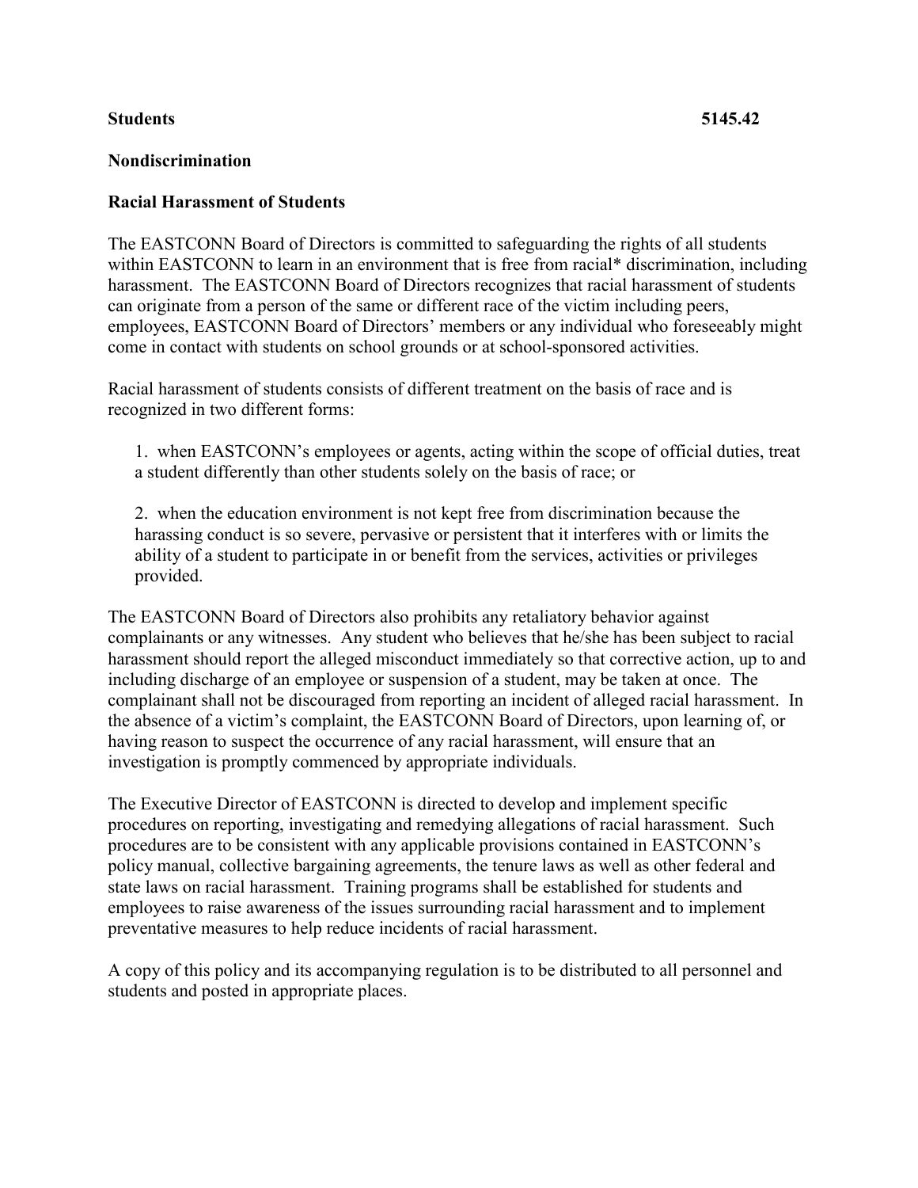**Students** **5145.42**

**Nondiscrimination**

**Racial Harassment of Students**

The EASTCONN Board of Directors is committed to safeguarding the rights of all students within EASTCONN to learn in an environment that is free from racial* discrimination, including harassment. The EASTCONN Board of Directors recognizes that racial harassment of students can originate from a person of the same or different race of the victim including peers, employees, EASTCONN Board of Directors' members or any individual who foreseeably might come in contact with students on school grounds or at school-sponsored activities.

Racial harassment of students consists of different treatment on the basis of race and is recognized in two different forms:

1. when EASTCONN's employees or agents, acting within the scope of official duties, treat a student differently than other students solely on the basis of race; or

2. when the education environment is not kept free from discrimination because the harassing conduct is so severe, pervasive or persistent that it interferes with or limits the ability of a student to participate in or benefit from the services, activities or privileges provided.

The EASTCONN Board of Directors also prohibits any retaliatory behavior against complainants or any witnesses. Any student who believes that he/she has been subject to racial harassment should report the alleged misconduct immediately so that corrective action, up to and including discharge of an employee or suspension of a student, may be taken at once. The complainant shall not be discouraged from reporting an incident of alleged racial harassment. In the absence of a victim's complaint, the EASTCONN Board of Directors, upon learning of, or having reason to suspect the occurrence of any racial harassment, will ensure that an investigation is promptly commenced by appropriate individuals.

The Executive Director of EASTCONN is directed to develop and implement specific procedures on reporting, investigating and remedying allegations of racial harassment. Such procedures are to be consistent with any applicable provisions contained in EASTCONN's policy manual, collective bargaining agreements, the tenure laws as well as other federal and state laws on racial harassment. Training programs shall be established for students and employees to raise awareness of the issues surrounding racial harassment and to implement preventative measures to help reduce incidents of racial harassment.

A copy of this policy and its accompanying regulation is to be distributed to all personnel and students and posted in appropriate places.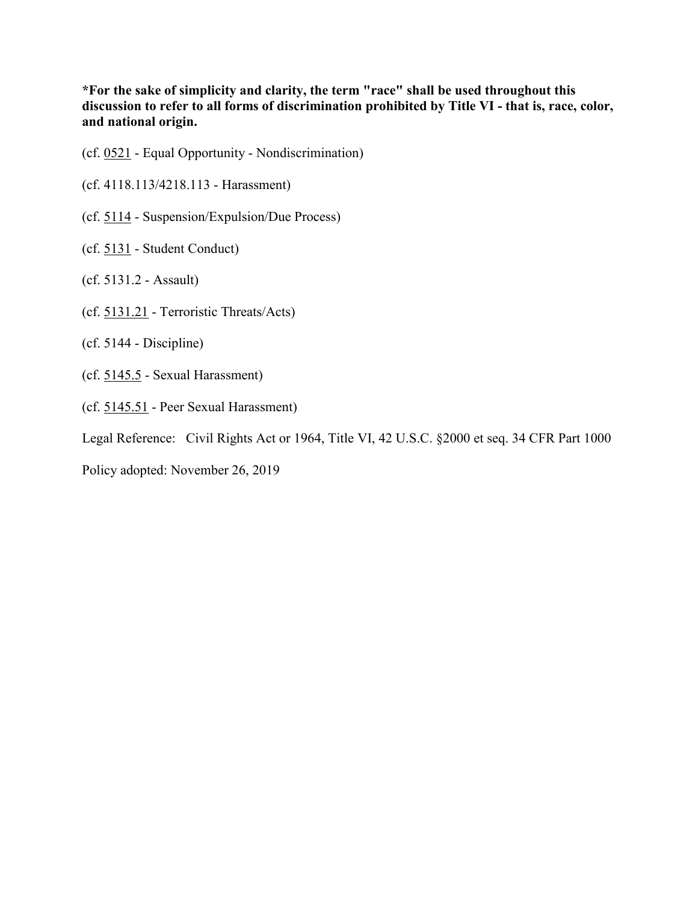**\*For the sake of simplicity and clarity, the term "race" shall be used throughout this discussion to refer to all forms of discrimination prohibited by Title VI - that is, race, color, and national origin.**

(cf. 0521 - Equal Opportunity - Nondiscrimination)

(cf. 4118.113/4218.113 - Harassment)

(cf. 5114 - Suspension/Expulsion/Due Process)

(cf. 5131 - Student Conduct)

(cf. 5131.2 - Assault)

(cf. 5131.21 - Terroristic Threats/Acts)

(cf. 5144 - Discipline)

(cf. 5145.5 - Sexual Harassment)

(cf. 5145.51 - Peer Sexual Harassment)

Legal Reference: Civil Rights Act or 1964, Title VI, 42 U.S.C. §2000 et seq. 34 CFR Part 1000

Policy adopted: November 26, 2019